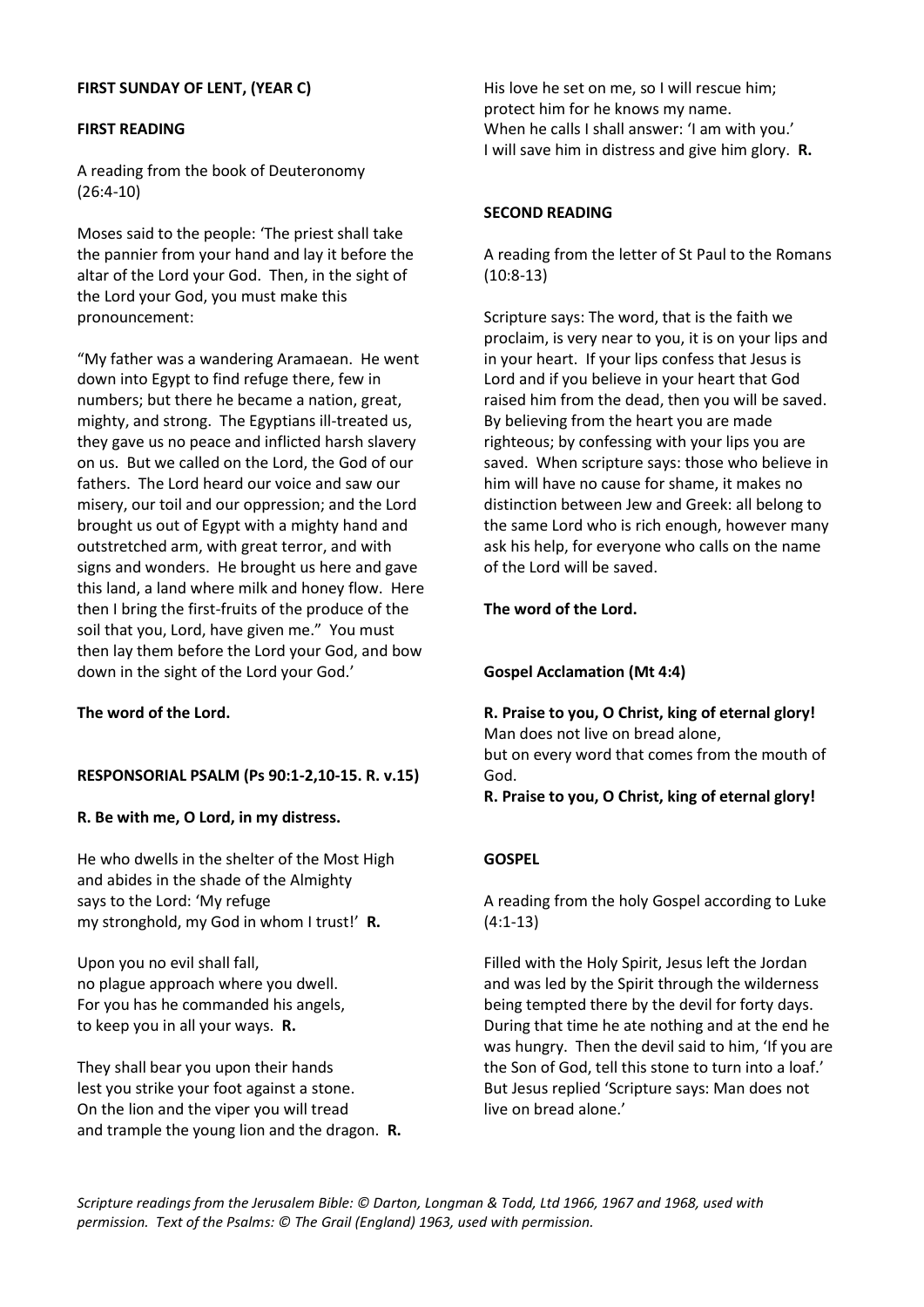**FIRST SUNDAY OF LENT, (YEAR C)**

**FIRST READING**

A reading from the book of Deuteronomy (26:4-10)

Moses said to the people: 'The priest shall take the pannier from your hand and lay it before the altar of the Lord your God. Then, in the sight of the Lord your God, you must make this pronouncement:

"My father was a wandering Aramaean. He went down into Egypt to find refuge there, few in numbers; but there he became a nation, great, mighty, and strong. The Egyptians ill-treated us, they gave us no peace and inflicted harsh slavery on us. But we called on the Lord, the God of our fathers. The Lord heard our voice and saw our misery, our toil and our oppression; and the Lord brought us out of Egypt with a mighty hand and outstretched arm, with great terror, and with signs and wonders. He brought us here and gave this land, a land where milk and honey flow. Here then I bring the first-fruits of the produce of the soil that you, Lord, have given me." You must then lay them before the Lord your God, and bow down in the sight of the Lord your God.'

**The word of the Lord.**

**RESPONSORIAL PSALM (Ps 90:1-2,10-15. R. v.15)**

**R. Be with me, O Lord, in my distress.**

He who dwells in the shelter of the Most High
and abides in the shade of the Almighty
says to the Lord: 'My refuge
my stronghold, my God in whom I trust!' **R.**

Upon you no evil shall fall,
no plague approach where you dwell.
For you has he commanded his angels,
to keep you in all your ways. **R.**

They shall bear you upon their hands
lest you strike your foot against a stone.
On the lion and the viper you will tread
and trample the young lion and the dragon. **R.**

His love he set on me, so I will rescue him;
protect him for he knows my name.
When he calls I shall answer: 'I am with you.'
I will save him in distress and give him glory. **R.**

**SECOND READING**

A reading from the letter of St Paul to the Romans (10:8-13)

Scripture says: The word, that is the faith we proclaim, is very near to you, it is on your lips and in your heart. If your lips confess that Jesus is Lord and if you believe in your heart that God raised him from the dead, then you will be saved. By believing from the heart you are made righteous; by confessing with your lips you are saved. When scripture says: those who believe in him will have no cause for shame, it makes no distinction between Jew and Greek: all belong to the same Lord who is rich enough, however many ask his help, for everyone who calls on the name of the Lord will be saved.

**The word of the Lord.**

**Gospel Acclamation (Mt 4:4)**

**R. Praise to you, O Christ, king of eternal glory!**
Man does not live on bread alone,
but on every word that comes from the mouth of God.
**R. Praise to you, O Christ, king of eternal glory!**

**GOSPEL**

A reading from the holy Gospel according to Luke (4:1-13)

Filled with the Holy Spirit, Jesus left the Jordan and was led by the Spirit through the wilderness being tempted there by the devil for forty days. During that time he ate nothing and at the end he was hungry. Then the devil said to him, 'If you are the Son of God, tell this stone to turn into a loaf.' But Jesus replied 'Scripture says: Man does not live on bread alone.'

*Scripture readings from the Jerusalem Bible: © Darton, Longman & Todd, Ltd 1966, 1967 and 1968, used with permission. Text of the Psalms: © The Grail (England) 1963, used with permission.*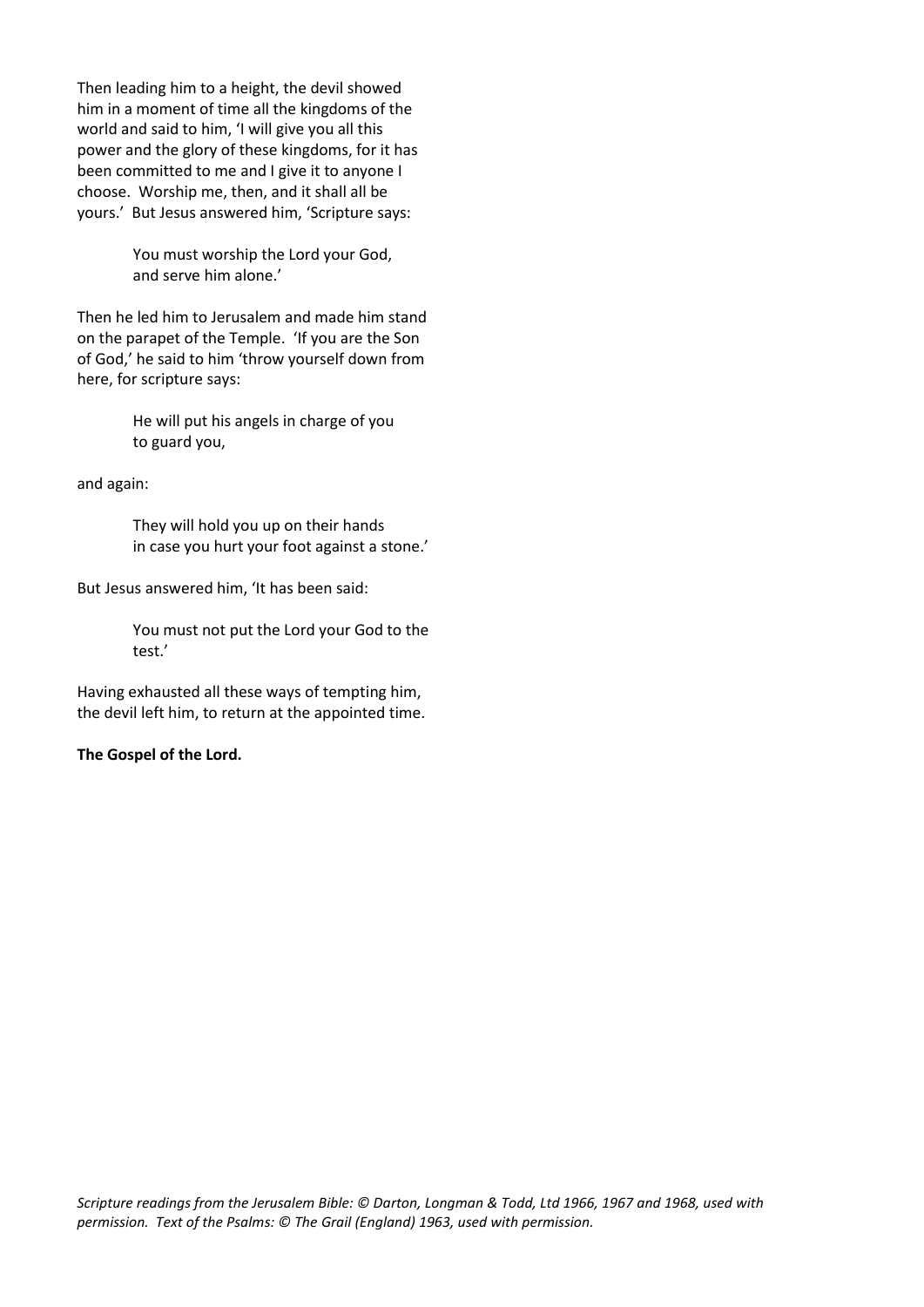Then leading him to a height, the devil showed him in a moment of time all the kingdoms of the world and said to him, 'I will give you all this power and the glory of these kingdoms, for it has been committed to me and I give it to anyone I choose. Worship me, then, and it shall all be yours.' But Jesus answered him, 'Scripture says:

> You must worship the Lord your God,
> and serve him alone.'

Then he led him to Jerusalem and made him stand on the parapet of the Temple. 'If you are the Son of God,' he said to him 'throw yourself down from here, for scripture says:

> He will put his angels in charge of you
> to guard you,

and again:

> They will hold you up on their hands
> in case you hurt your foot against a stone.'

But Jesus answered him, 'It has been said:

> You must not put the Lord your God to the test.'

Having exhausted all these ways of tempting him, the devil left him, to return at the appointed time.

**The Gospel of the Lord.**

*Scripture readings from the Jerusalem Bible: © Darton, Longman & Todd, Ltd 1966, 1967 and 1968, used with permission. Text of the Psalms: © The Grail (England) 1963, used with permission.*